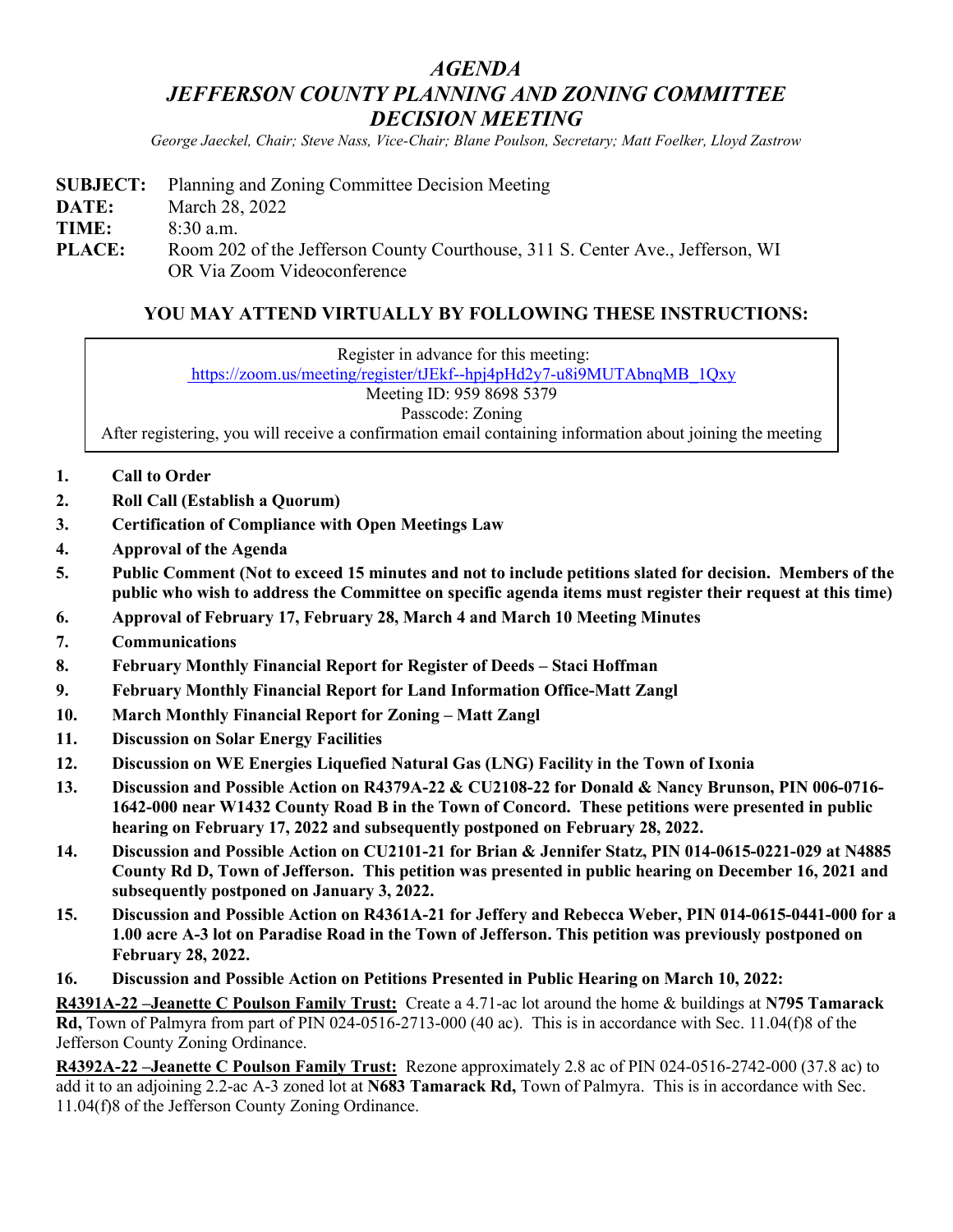# *AGENDA*
# *JEFFERSON COUNTY PLANNING AND ZONING COMMITTEE DECISION MEETING*

*George Jaeckel, Chair; Steve Nass, Vice-Chair; Blane Poulson, Secretary; Matt Foelker, Lloyd Zastrow*

**SUBJECT:** Planning and Zoning Committee Decision Meeting
**DATE:** March 28, 2022
**TIME:** 8:30 a.m.
**PLACE:** Room 202 of the Jefferson County Courthouse, 311 S. Center Ave., Jefferson, WI OR Via Zoom Videoconference

## YOU MAY ATTEND VIRTUALLY BY FOLLOWING THESE INSTRUCTIONS:

Register in advance for this meeting:
https://zoom.us/meeting/register/tJEkf--hpj4pHd2y7-u8i9MUTAbnqMB_1Qxy
Meeting ID: 959 8698 5379
Passcode: Zoning
After registering, you will receive a confirmation email containing information about joining the meeting

1. **Call to Order**
2. **Roll Call (Establish a Quorum)**
3. **Certification of Compliance with Open Meetings Law**
4. **Approval of the Agenda**
5. **Public Comment (Not to exceed 15 minutes and not to include petitions slated for decision. Members of the public who wish to address the Committee on specific agenda items must register their request at this time)**
6. **Approval of February 17, February 28, March 4 and March 10 Meeting Minutes**
7. **Communications**
8. **February Monthly Financial Report for Register of Deeds – Staci Hoffman**
9. **February Monthly Financial Report for Land Information Office-Matt Zangl**
10. **March Monthly Financial Report for Zoning – Matt Zangl**
11. **Discussion on Solar Energy Facilities**
12. **Discussion on WE Energies Liquefied Natural Gas (LNG) Facility in the Town of Ixonia**
13. **Discussion and Possible Action on R4379A-22 & CU2108-22 for Donald & Nancy Brunson, PIN 006-0716-1642-000 near W1432 County Road B in the Town of Concord. These petitions were presented in public hearing on February 17, 2022 and subsequently postponed on February 28, 2022.**
14. **Discussion and Possible Action on CU2101-21 for Brian & Jennifer Statz, PIN 014-0615-0221-029 at N4885 County Rd D, Town of Jefferson. This petition was presented in public hearing on December 16, 2021 and subsequently postponed on January 3, 2022.**
15. **Discussion and Possible Action on R4361A-21 for Jeffery and Rebecca Weber, PIN 014-0615-0441-000 for a 1.00 acre A-3 lot on Paradise Road in the Town of Jefferson. This petition was previously postponed on February 28, 2022.**
16. **Discussion and Possible Action on Petitions Presented in Public Hearing on March 10, 2022:**

**R4391A-22 –Jeanette C Poulson Family Trust:** Create a 4.71-ac lot around the home & buildings at **N795 Tamarack Rd,** Town of Palmyra from part of PIN 024-0516-2713-000 (40 ac). This is in accordance with Sec. 11.04(f)8 of the Jefferson County Zoning Ordinance.

**R4392A-22 –Jeanette C Poulson Family Trust:** Rezone approximately 2.8 ac of PIN 024-0516-2742-000 (37.8 ac) to add it to an adjoining 2.2-ac A-3 zoned lot at **N683 Tamarack Rd,** Town of Palmyra. This is in accordance with Sec. 11.04(f)8 of the Jefferson County Zoning Ordinance.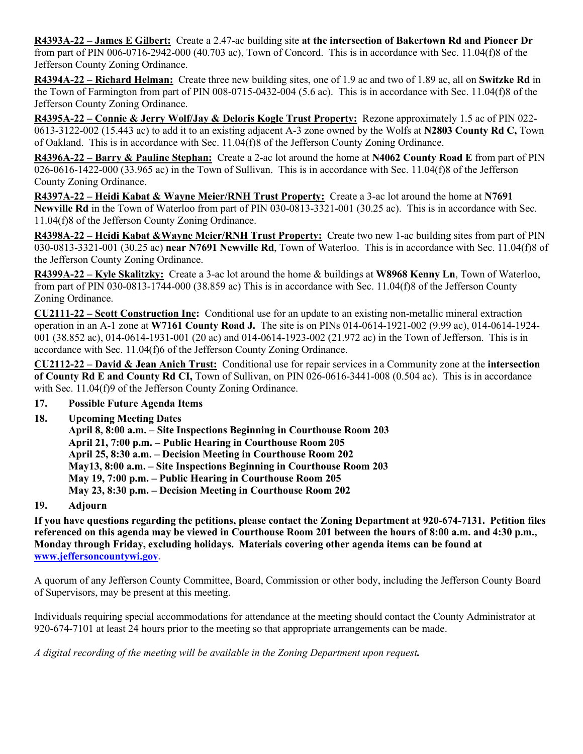**R4393A-22 – James E Gilbert:** Create a 2.47-ac building site **at the intersection of Bakertown Rd and Pioneer Dr** from part of PIN 006-0716-2942-000 (40.703 ac), Town of Concord. This is in accordance with Sec. 11.04(f)8 of the Jefferson County Zoning Ordinance.

**R4394A-22 – Richard Helman:** Create three new building sites, one of 1.9 ac and two of 1.89 ac, all on **Switzke Rd** in the Town of Farmington from part of PIN 008-0715-0432-004 (5.6 ac). This is in accordance with Sec. 11.04(f)8 of the Jefferson County Zoning Ordinance.

**R4395A-22 – Connie & Jerry Wolf/Jay & Deloris Kogle Trust Property:** Rezone approximately 1.5 ac of PIN 022-0613-3122-002 (15.443 ac) to add it to an existing adjacent A-3 zone owned by the Wolfs at **N2803 County Rd C,** Town of Oakland. This is in accordance with Sec. 11.04(f)8 of the Jefferson County Zoning Ordinance.

**R4396A-22 – Barry & Pauline Stephan:** Create a 2-ac lot around the home at **N4062 County Road E** from part of PIN 026-0616-1422-000 (33.965 ac) in the Town of Sullivan. This is in accordance with Sec. 11.04(f)8 of the Jefferson County Zoning Ordinance.

**R4397A-22 – Heidi Kabat & Wayne Meier/RNH Trust Property:** Create a 3-ac lot around the home at **N7691 Newville Rd** in the Town of Waterloo from part of PIN 030-0813-3321-001 (30.25 ac). This is in accordance with Sec. 11.04(f)8 of the Jefferson County Zoning Ordinance.

**R4398A-22 – Heidi Kabat &Wayne Meier/RNH Trust Property:** Create two new 1-ac building sites from part of PIN 030-0813-3321-001 (30.25 ac) **near N7691 Newville Rd**, Town of Waterloo. This is in accordance with Sec. 11.04(f)8 of the Jefferson County Zoning Ordinance.

**R4399A-22 – Kyle Skalitzky:** Create a 3-ac lot around the home & buildings at **W8968 Kenny Ln**, Town of Waterloo, from part of PIN 030-0813-1744-000 (38.859 ac) This is in accordance with Sec. 11.04(f)8 of the Jefferson County Zoning Ordinance.

**CU2111-22 – Scott Construction Inc:** Conditional use for an update to an existing non-metallic mineral extraction operation in an A-1 zone at **W7161 County Road J.** The site is on PINs 014-0614-1921-002 (9.99 ac), 014-0614-1924-001 (38.852 ac), 014-0614-1931-001 (20 ac) and 014-0614-1923-002 (21.972 ac) in the Town of Jefferson. This is in accordance with Sec. 11.04(f)6 of the Jefferson County Zoning Ordinance.

**CU2112-22 – David & Jean Anich Trust:** Conditional use for repair services in a Community zone at the **intersection of County Rd E and County Rd CI,** Town of Sullivan, on PIN 026-0616-3441-008 (0.504 ac). This is in accordance with Sec. 11.04(f)9 of the Jefferson County Zoning Ordinance.

**17. Possible Future Agenda Items**

**18. Upcoming Meeting Dates**

**April 8, 8:00 a.m. – Site Inspections Beginning in Courthouse Room 203**
**April 21, 7:00 p.m. – Public Hearing in Courthouse Room 205**
**April 25, 8:30 a.m. – Decision Meeting in Courthouse Room 202**
**May13, 8:00 a.m. – Site Inspections Beginning in Courthouse Room 203**
**May 19, 7:00 p.m. – Public Hearing in Courthouse Room 205**
**May 23, 8:30 p.m. – Decision Meeting in Courthouse Room 202**

**19. Adjourn**

**If you have questions regarding the petitions, please contact the Zoning Department at 920-674-7131. Petition files referenced on this agenda may be viewed in Courthouse Room 201 between the hours of 8:00 a.m. and 4:30 p.m., Monday through Friday, excluding holidays. Materials covering other agenda items can be found at www.jeffersoncountywi.gov.**

A quorum of any Jefferson County Committee, Board, Commission or other body, including the Jefferson County Board of Supervisors, may be present at this meeting.

Individuals requiring special accommodations for attendance at the meeting should contact the County Administrator at 920-674-7101 at least 24 hours prior to the meeting so that appropriate arrangements can be made.

*A digital recording of the meeting will be available in the Zoning Department upon request.*